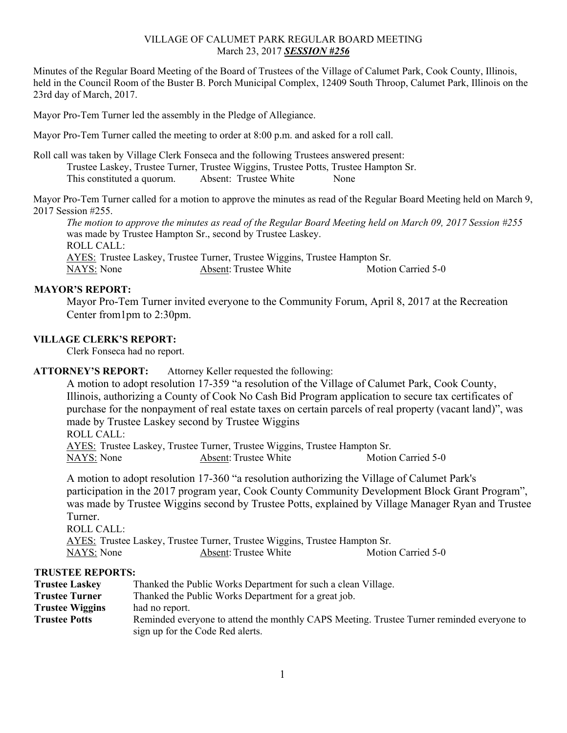VILLAGE OF CALUMET PARK REGULAR BOARD MEETING
March 23, 2017 ***SESSION #256***

Minutes of the Regular Board Meeting of the Board of Trustees of the Village of Calumet Park, Cook County, Illinois, held in the Council Room of the Buster B. Porch Municipal Complex, 12409 South Throop, Calumet Park, Illinois on the 23rd day of March, 2017.

Mayor Pro-Tem Turner led the assembly in the Pledge of Allegiance.

Mayor Pro-Tem Turner called the meeting to order at 8:00 p.m. and asked for a roll call.

Roll call was taken by Village Clerk Fonseca and the following Trustees answered present:
Trustee Laskey, Trustee Turner, Trustee Wiggins, Trustee Potts, Trustee Hampton Sr.
This constituted a quorum. Absent: Trustee White None

Mayor Pro-Tem Turner called for a motion to approve the minutes as read of the Regular Board Meeting held on March 9, 2017 Session #255.

*The motion to approve the minutes as read of the Regular Board Meeting held on March 09, 2017 Session #255* was made by Trustee Hampton Sr., second by Trustee Laskey.
ROLL CALL:
AYES: Trustee Laskey, Trustee Turner, Trustee Wiggins, Trustee Hampton Sr.
NAYS: None Absent: Trustee White Motion Carried 5-0

**MAYOR'S REPORT:**

Mayor Pro-Tem Turner invited everyone to the Community Forum, April 8, 2017 at the Recreation Center from1pm to 2:30pm.

**VILLAGE CLERK'S REPORT:**

Clerk Fonseca had no report.

**ATTORNEY'S REPORT:** Attorney Keller requested the following:

A motion to adopt resolution 17-359 "a resolution of the Village of Calumet Park, Cook County, Illinois, authorizing a County of Cook No Cash Bid Program application to secure tax certificates of purchase for the nonpayment of real estate taxes on certain parcels of real property (vacant land)", was made by Trustee Laskey second by Trustee Wiggins
ROLL CALL:
AYES: Trustee Laskey, Trustee Turner, Trustee Wiggins, Trustee Hampton Sr.
NAYS: None Absent: Trustee White Motion Carried 5-0

A motion to adopt resolution 17-360 "a resolution authorizing the Village of Calumet Park's participation in the 2017 program year, Cook County Community Development Block Grant Program", was made by Trustee Wiggins second by Trustee Potts, explained by Village Manager Ryan and Trustee Turner.
ROLL CALL:
AYES: Trustee Laskey, Trustee Turner, Trustee Wiggins, Trustee Hampton Sr.
NAYS: None Absent: Trustee White Motion Carried 5-0

**TRUSTEE REPORTS:**

**Trustee Laskey** Thanked the Public Works Department for such a clean Village.
**Trustee Turner** Thanked the Public Works Department for a great job.
**Trustee Wiggins** had no report.
**Trustee Potts** Reminded everyone to attend the monthly CAPS Meeting. Trustee Turner reminded everyone to sign up for the Code Red alerts.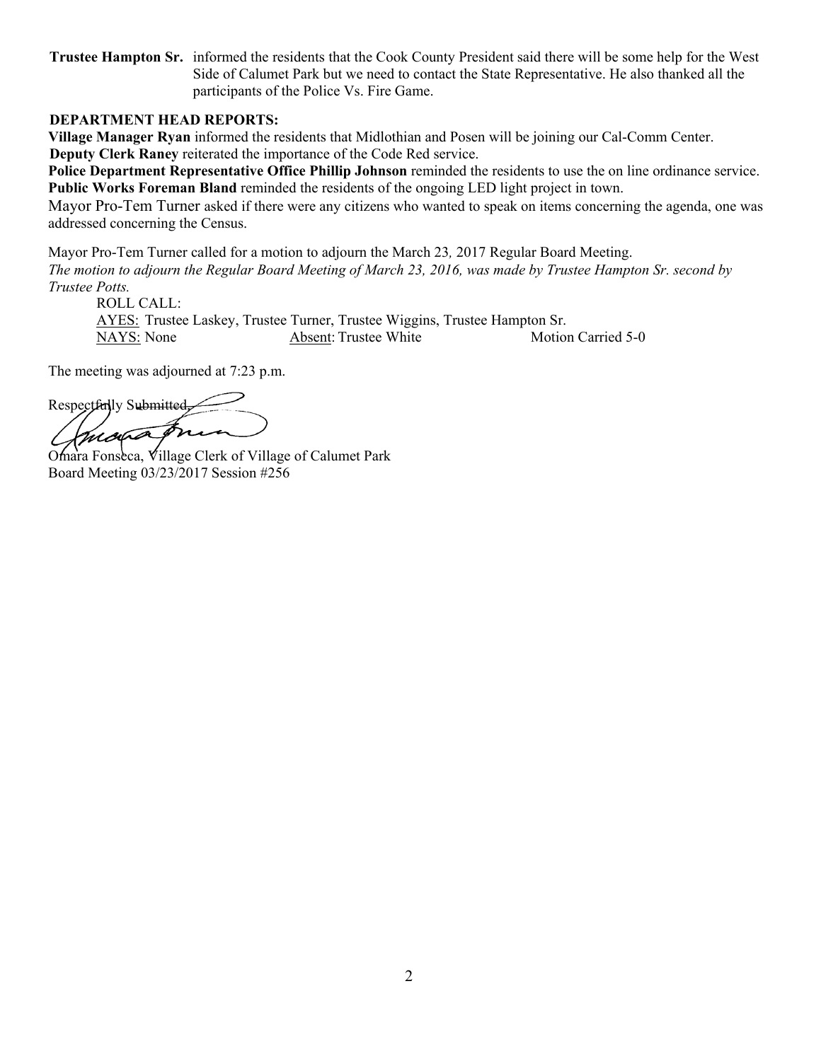**Trustee Hampton Sr.** informed the residents that the Cook County President said there will be some help for the West Side of Calumet Park but we need to contact the State Representative. He also thanked all the participants of the Police Vs. Fire Game.

**DEPARTMENT HEAD REPORTS:**

**Village Manager Ryan** informed the residents that Midlothian and Posen will be joining our Cal-Comm Center.
**Deputy Clerk Raney** reiterated the importance of the Code Red service.
**Police Department Representative Office Phillip Johnson** reminded the residents to use the on line ordinance service.
**Public Works Foreman Bland** reminded the residents of the ongoing LED light project in town.
Mayor Pro-Tem Turner asked if there were any citizens who wanted to speak on items concerning the agenda, one was addressed concerning the Census.

Mayor Pro-Tem Turner called for a motion to adjourn the March 23, 2017 Regular Board Meeting.
*The motion to adjourn the Regular Board Meeting of March 23, 2016, was made by Trustee Hampton Sr. second by Trustee Potts.*

ROLL CALL:
AYES: Trustee Laskey, Trustee Turner, Trustee Wiggins, Trustee Hampton Sr.
NAYS: None Absent: Trustee White Motion Carried 5-0

The meeting was adjourned at 7:23 p.m.

Respectfully Submitted,

Omara Fonseca, Village Clerk of Village of Calumet Park
Board Meeting 03/23/2017 Session #256